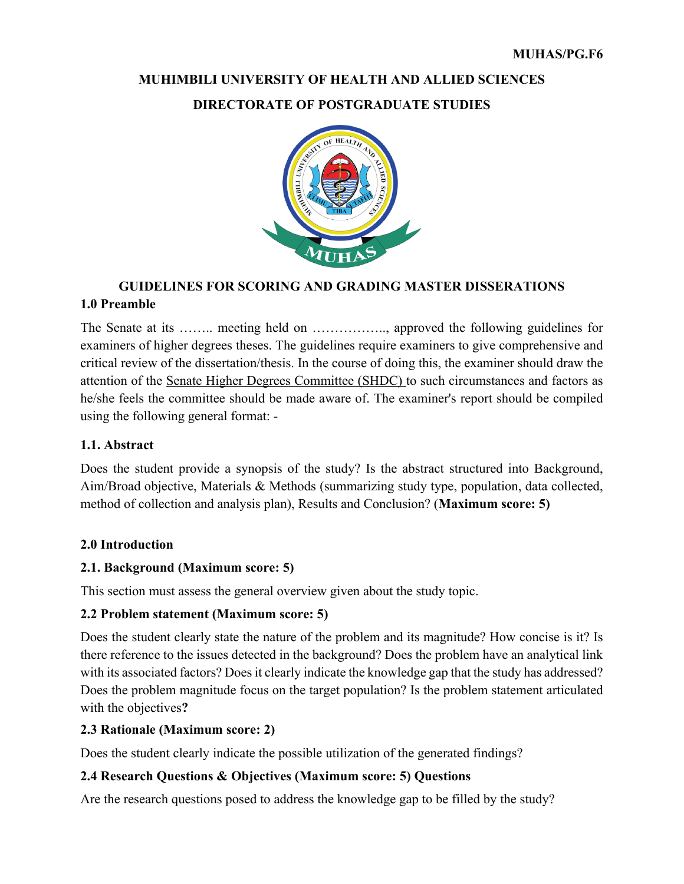**MUHAS/PG.F6**

**MUHIMBILI UNIVERSITY OF HEALTH AND ALLIED SCIENCES**

**DIRECTORATE OF POSTGRADUATE STUDIES**

# GUIDELINES FOR SCORING AND GRADING MASTER DISSERATIONS

## 1.0 Preamble

The Senate at its …….. meeting held on …………….., approved the following guidelines for examiners of higher degrees theses. The guidelines require examiners to give comprehensive and critical review of the dissertation/thesis. In the course of doing this, the examiner should draw the attention of the Senate Higher Degrees Committee (SHDC) to such circumstances and factors as he/she feels the committee should be made aware of. The examiner's report should be compiled using the following general format: -

### 1.1. Abstract

Does the student provide a synopsis of the study? Is the abstract structured into Background, Aim/Broad objective, Materials & Methods (summarizing study type, population, data collected, method of collection and analysis plan), Results and Conclusion? (**Maximum score: 5)**

## 2.0 Introduction

### 2.1. Background (Maximum score: 5)

This section must assess the general overview given about the study topic.

### 2.2 Problem statement (Maximum score: 5)

Does the student clearly state the nature of the problem and its magnitude? How concise is it? Is there reference to the issues detected in the background? Does the problem have an analytical link with its associated factors? Does it clearly indicate the knowledge gap that the study has addressed? Does the problem magnitude focus on the target population? Is the problem statement articulated with the objectives**?**

### 2.3 Rationale (Maximum score: 2)

Does the student clearly indicate the possible utilization of the generated findings?

### 2.4 Research Questions & Objectives (Maximum score: 5) Questions

Are the research questions posed to address the knowledge gap to be filled by the study?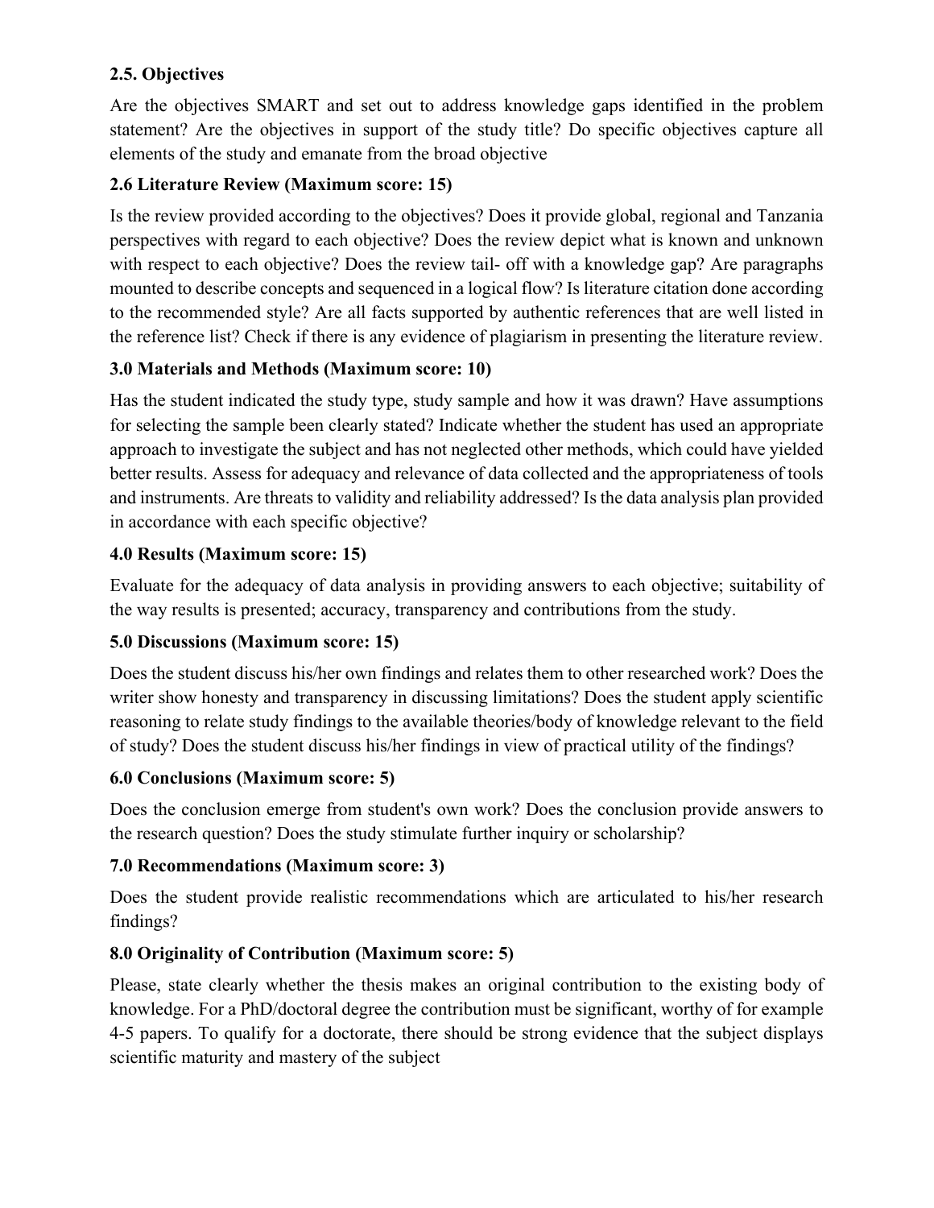### 2.5. Objectives

Are the objectives SMART and set out to address knowledge gaps identified in the problem statement? Are the objectives in support of the study title? Do specific objectives capture all elements of the study and emanate from the broad objective

### 2.6 Literature Review (Maximum score: 15)

Is the review provided according to the objectives? Does it provide global, regional and Tanzania perspectives with regard to each objective? Does the review depict what is known and unknown with respect to each objective? Does the review tail- off with a knowledge gap? Are paragraphs mounted to describe concepts and sequenced in a logical flow? Is literature citation done according to the recommended style? Are all facts supported by authentic references that are well listed in the reference list? Check if there is any evidence of plagiarism in presenting the literature review.

### 3.0 Materials and Methods (Maximum score: 10)

Has the student indicated the study type, study sample and how it was drawn? Have assumptions for selecting the sample been clearly stated? Indicate whether the student has used an appropriate approach to investigate the subject and has not neglected other methods, which could have yielded better results. Assess for adequacy and relevance of data collected and the appropriateness of tools and instruments. Are threats to validity and reliability addressed? Is the data analysis plan provided in accordance with each specific objective?

### 4.0 Results (Maximum score: 15)

Evaluate for the adequacy of data analysis in providing answers to each objective; suitability of the way results is presented; accuracy, transparency and contributions from the study.

### 5.0 Discussions (Maximum score: 15)

Does the student discuss his/her own findings and relates them to other researched work? Does the writer show honesty and transparency in discussing limitations? Does the student apply scientific reasoning to relate study findings to the available theories/body of knowledge relevant to the field of study? Does the student discuss his/her findings in view of practical utility of the findings?

### 6.0 Conclusions (Maximum score: 5)

Does the conclusion emerge from student's own work? Does the conclusion provide answers to the research question? Does the study stimulate further inquiry or scholarship?

### 7.0 Recommendations (Maximum score: 3)

Does the student provide realistic recommendations which are articulated to his/her research findings?

### 8.0 Originality of Contribution (Maximum score: 5)

Please, state clearly whether the thesis makes an original contribution to the existing body of knowledge. For a PhD/doctoral degree the contribution must be significant, worthy of for example 4-5 papers. To qualify for a doctorate, there should be strong evidence that the subject displays scientific maturity and mastery of the subject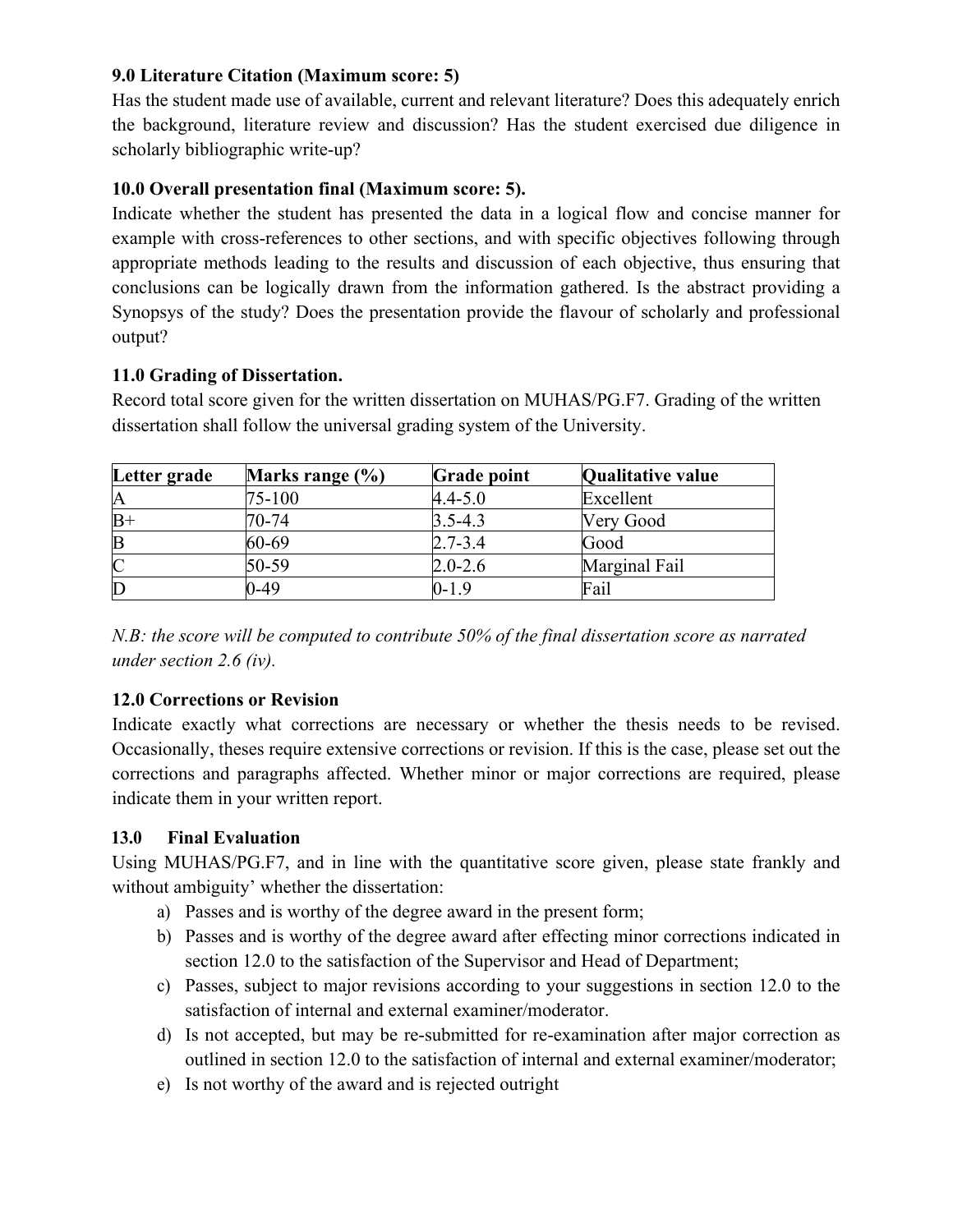### 9.0 Literature Citation (Maximum score: 5)

Has the student made use of available, current and relevant literature? Does this adequately enrich the background, literature review and discussion? Has the student exercised due diligence in scholarly bibliographic write-up?

### 10.0 Overall presentation final (Maximum score: 5).

Indicate whether the student has presented the data in a logical flow and concise manner for example with cross-references to other sections, and with specific objectives following through appropriate methods leading to the results and discussion of each objective, thus ensuring that conclusions can be logically drawn from the information gathered. Is the abstract providing a Synopsys of the study? Does the presentation provide the flavour of scholarly and professional output?

### 11.0 Grading of Dissertation.

Record total score given for the written dissertation on MUHAS/PG.F7. Grading of the written dissertation shall follow the universal grading system of the University.

| Letter grade | Marks range (%) | Grade point | Qualitative value |
|---|---|---|---|
| A | 75-100 | 4.4-5.0 | Excellent |
| B+ | 70-74 | 3.5-4.3 | Very Good |
| B | 60-69 | 2.7-3.4 | Good |
| C | 50-59 | 2.0-2.6 | Marginal Fail |
| D | 0-49 | 0-1.9 | Fail |

*N.B: the score will be computed to contribute 50% of the final dissertation score as narrated under section 2.6 (iv).*

### 12.0 Corrections or Revision

Indicate exactly what corrections are necessary or whether the thesis needs to be revised. Occasionally, theses require extensive corrections or revision. If this is the case, please set out the corrections and paragraphs affected. Whether minor or major corrections are required, please indicate them in your written report.

### 13.0 Final Evaluation

Using MUHAS/PG.F7, and in line with the quantitative score given, please state frankly and without ambiguity' whether the dissertation:

a) Passes and is worthy of the degree award in the present form;
b) Passes and is worthy of the degree award after effecting minor corrections indicated in section 12.0 to the satisfaction of the Supervisor and Head of Department;
c) Passes, subject to major revisions according to your suggestions in section 12.0 to the satisfaction of internal and external examiner/moderator.
d) Is not accepted, but may be re-submitted for re-examination after major correction as outlined in section 12.0 to the satisfaction of internal and external examiner/moderator;
e) Is not worthy of the award and is rejected outright